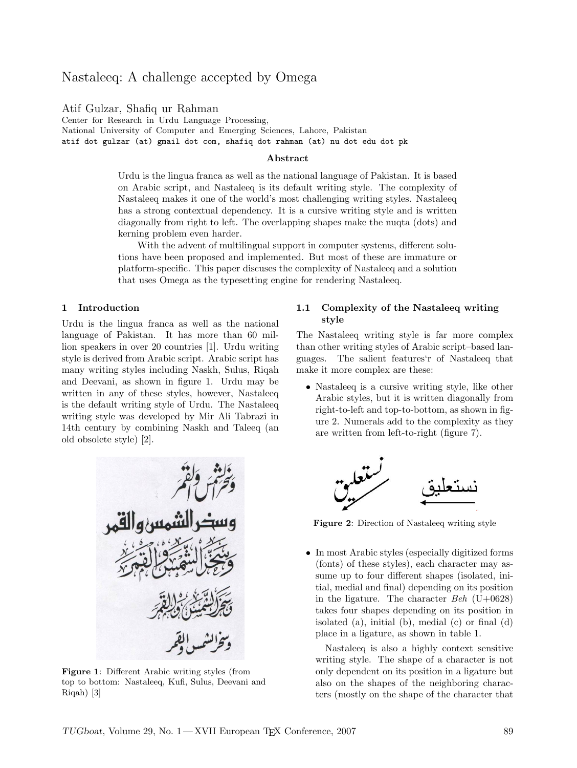# Nastaleeq: A challenge accepted by Omega

Atif Gulzar, Shafiq ur Rahman
Center for Research in Urdu Language Processing,
National University of Computer and Emerging Sciences, Lahore, Pakistan
atif dot gulzar (at) gmail dot com, shafiq dot rahman (at) nu dot edu dot pk

### Abstract

Urdu is the lingua franca as well as the national language of Pakistan. It is based on Arabic script, and Nastaleeq is its default writing style. The complexity of Nastaleeq makes it one of the world's most challenging writing styles. Nastaleeq has a strong contextual dependency. It is a cursive writing style and is written diagonally from right to left. The overlapping shapes make the nuqta (dots) and kerning problem even harder.

With the advent of multilingual support in computer systems, different solutions have been proposed and implemented. But most of these are immature or platform-specific. This paper discuses the complexity of Nastaleeq and a solution that uses Omega as the typesetting engine for rendering Nastaleeq.

## 1 Introduction

Urdu is the lingua franca as well as the national language of Pakistan. It has more than 60 million speakers in over 20 countries [1]. Urdu writing style is derived from Arabic script. Arabic script has many writing styles including Naskh, Sulus, Riqah and Deevani, as shown in figure 1. Urdu may be written in any of these styles, however, Nastaleeq is the default writing style of Urdu. The Nastaleeq writing style was developed by Mir Ali Tabrazi in 14th century by combining Naskh and Taleeq (an old obsolete style) [2].

**Figure 1**: Different Arabic writing styles (from top to bottom: Nastaleeq, Kufi, Sulus, Deevani and Riqah) [3]

### 1.1 Complexity of the Nastaleeq writing style

The Nastaleeq writing style is far more complex than other writing styles of Arabic script–based languages. The salient features'r of Nastaleeq that make it more complex are these:

- Nastaleeq is a cursive writing style, like other Arabic styles, but it is written diagonally from right-to-left and top-to-bottom, as shown in figure 2. Numerals add to the complexity as they are written from left-to-right (figure 7).

**Figure 2**: Direction of Nastaleeq writing style

- In most Arabic styles (especially digitized forms (fonts) of these styles), each character may assume up to four different shapes (isolated, initial, medial and final) depending on its position in the ligature. The character *Beh* (U+0628) takes four shapes depending on its position in isolated (a), initial (b), medial (c) or final (d) place in a ligature, as shown in table 1.

  Nastaleeq is also a highly context sensitive writing style. The shape of a character is not only dependent on its position in a ligature but also on the shapes of the neighboring characters (mostly on the shape of the character that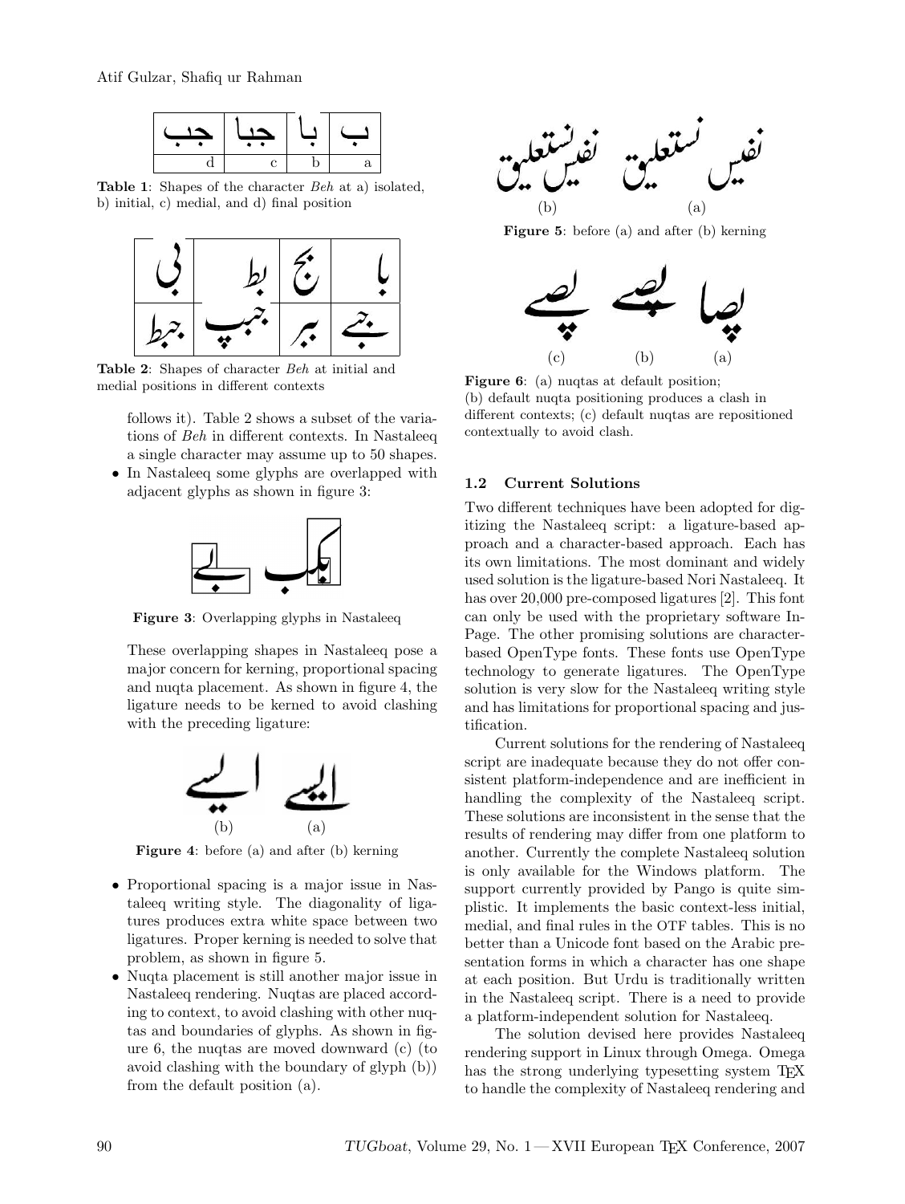| جب | جبا | با | ب |
|---|---|---|---|
| d | c | b | a |

**Table 1**: Shapes of the character *Beh* at a) isolated, b) initial, c) medial, and d) final position

| بی | بط | بج | با |
|---|---|---|---|
| جبط | جبپ | ببر | ببے |

**Table 2**: Shapes of character *Beh* at initial and medial positions in different contexts

follows it). Table 2 shows a subset of the variations of *Beh* in different contexts. In Nastaleeq a single character may assume up to 50 shapes.

- In Nastaleeq some glyphs are overlapped with adjacent glyphs as shown in figure 3:

**Figure 3**: Overlapping glyphs in Nastaleeq

These overlapping shapes in Nastaleeq pose a major concern for kerning, proportional spacing and nuqta placement. As shown in figure 4, the ligature needs to be kerned to avoid clashing with the preceding ligature:

**Figure 4**: before (a) and after (b) kerning

- Proportional spacing is a major issue in Nastaleeq writing style. The diagonality of ligatures produces extra white space between two ligatures. Proper kerning is needed to solve that problem, as shown in figure 5.
- Nuqta placement is still another major issue in Nastaleeq rendering. Nuqtas are placed according to context, to avoid clashing with other nuqtas and boundaries of glyphs. As shown in figure 6, the nuqtas are moved downward (c) (to avoid clashing with the boundary of glyph (b)) from the default position (a).

**Figure 5**: before (a) and after (b) kerning

**Figure 6**: (a) nuqtas at default position; (b) default nuqta positioning produces a clash in different contexts; (c) default nuqtas are repositioned contextually to avoid clash.

### 1.2 Current Solutions

Two different techniques have been adopted for digitizing the Nastaleeq script: a ligature-based approach and a character-based approach. Each has its own limitations. The most dominant and widely used solution is the ligature-based Nori Nastaleeq. It has over 20,000 pre-composed ligatures [2]. This font can only be used with the proprietary software InPage. The other promising solutions are character-based OpenType fonts. These fonts use OpenType technology to generate ligatures. The OpenType solution is very slow for the Nastaleeq writing style and has limitations for proportional spacing and justification.

Current solutions for the rendering of Nastaleeq script are inadequate because they do not offer consistent platform-independence and are inefficient in handling the complexity of the Nastaleeq script. These solutions are inconsistent in the sense that the results of rendering may differ from one platform to another. Currently the complete Nastaleeq solution is only available for the Windows platform. The support currently provided by Pango is quite simplistic. It implements the basic context-less initial, medial, and final rules in the OTF tables. This is no better than a Unicode font based on the Arabic presentation forms in which a character has one shape at each position. But Urdu is traditionally written in the Nastaleeq script. There is a need to provide a platform-independent solution for Nastaleeq.

The solution devised here provides Nastaleeq rendering support in Linux through Omega. Omega has the strong underlying typesetting system TeX to handle the complexity of Nastaleeq rendering and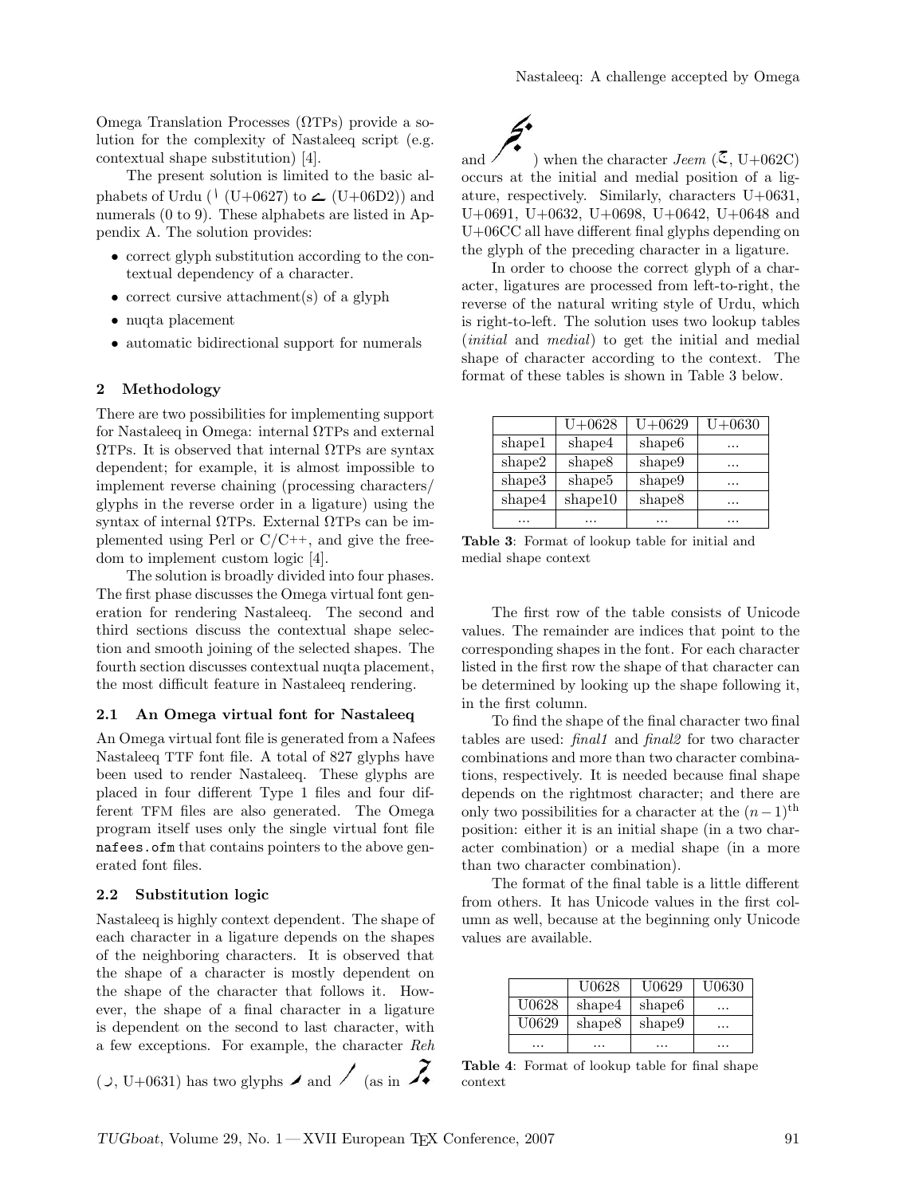Omega Translation Processes (ΩTPs) provide a solution for the complexity of Nastaleeq script (e.g. contextual shape substitution) [4].

The present solution is limited to the basic alphabets of Urdu (ا (U+0627) to ے (U+06D2)) and numerals (0 to 9). These alphabets are listed in Appendix A. The solution provides:

- correct glyph substitution according to the contextual dependency of a character.
- correct cursive attachment(s) of a glyph
- nuqta placement
- automatic bidirectional support for numerals

## 2 Methodology

There are two possibilities for implementing support for Nastaleeq in Omega: internal ΩTPs and external ΩTPs. It is observed that internal ΩTPs are syntax dependent; for example, it is almost impossible to implement reverse chaining (processing characters/glyphs in the reverse order in a ligature) using the syntax of internal ΩTPs. External ΩTPs can be implemented using Perl or C/C++, and give the freedom to implement custom logic [4].

The solution is broadly divided into four phases. The first phase discusses the Omega virtual font generation for rendering Nastaleeq. The second and third sections discuss the contextual shape selection and smooth joining of the selected shapes. The fourth section discusses contextual nuqta placement, the most difficult feature in Nastaleeq rendering.

### 2.1 An Omega virtual font for Nastaleeq

An Omega virtual font file is generated from a Nafees Nastaleeq TTF font file. A total of 827 glyphs have been used to render Nastaleeq. These glyphs are placed in four different Type 1 files and four different TFM files are also generated. The Omega program itself uses only the single virtual font file `nafees.ofm` that contains pointers to the above generated font files.

### 2.2 Substitution logic

Nastaleeq is highly context dependent. The shape of each character in a ligature depends on the shapes of the neighboring characters. It is observed that the shape of a character is mostly dependent on the shape of the character that follows it. However, the shape of a final character in a ligature is dependent on the second to last character, with a few exceptions. For example, the character *Reh* (ر, U+0631) has two glyphs and (as in and ) when the character *Jeem* (ج, U+062C) occurs at the initial and medial position of a ligature, respectively. Similarly, characters U+0631, U+0691, U+0632, U+0698, U+0642, U+0648 and U+06CC all have different final glyphs depending on the glyph of the preceding character in a ligature.

In order to choose the correct glyph of a character, ligatures are processed from left-to-right, the reverse of the natural writing style of Urdu, which is right-to-left. The solution uses two lookup tables (*initial* and *medial*) to get the initial and medial shape of character according to the context. The format of these tables is shown in Table 3 below.

| | U+0628 | U+0629 | U+0630 |
|---|---|---|---|
| shape1 | shape4 | shape6 | ... |
| shape2 | shape8 | shape9 | ... |
| shape3 | shape5 | shape9 | ... |
| shape4 | shape10 | shape8 | ... |
| ... | ... | ... | ... |

**Table 3**: Format of lookup table for initial and medial shape context

The first row of the table consists of Unicode values. The remainder are indices that point to the corresponding shapes in the font. For each character listed in the first row the shape of that character can be determined by looking up the shape following it, in the first column.

To find the shape of the final character two final tables are used: *final1* and *final2* for two character combinations and more than two character combinations, respectively. It is needed because final shape depends on the rightmost character; and there are only two possibilities for a character at the $(n-1)^{\text{th}}$ position: either it is an initial shape (in a two character combination) or a medial shape (in a more than two character combination).

The format of the final table is a little different from others. It has Unicode values in the first column as well, because at the beginning only Unicode values are available.

| | U0628 | U0629 | U0630 |
|---|---|---|---|
| U0628 | shape4 | shape6 | ... |
| U0629 | shape8 | shape9 | ... |
| ... | ... | ... | ... |

**Table 4**: Format of lookup table for final shape context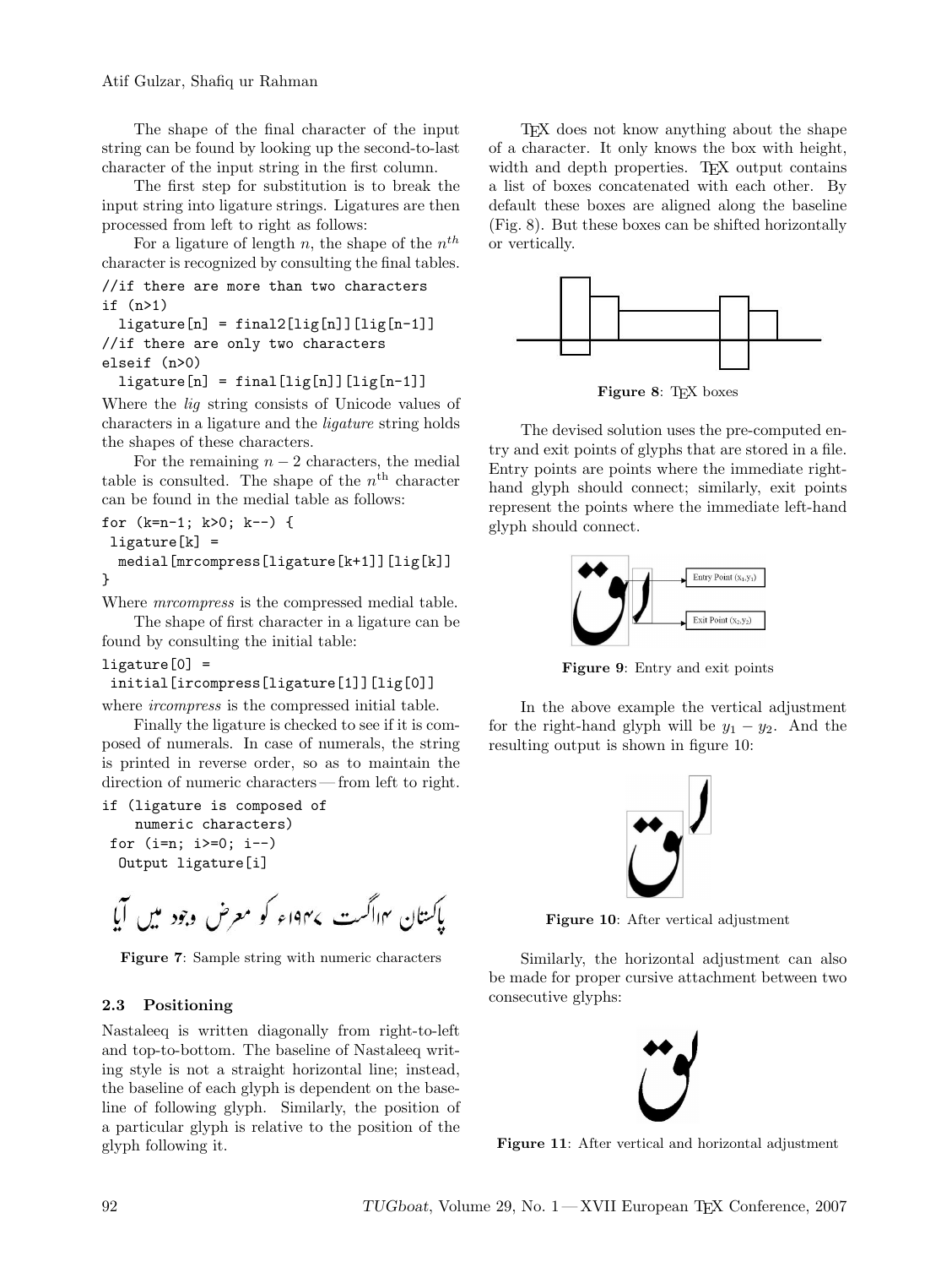The shape of the final character of the input string can be found by looking up the second-to-last character of the input string in the first column.

The first step for substitution is to break the input string into ligature strings. Ligatures are then processed from left to right as follows:

For a ligature of length $n$, the shape of the $n^{th}$ character is recognized by consulting the final tables.

```
//if there are more than two characters
if (n>1)
  ligature[n] = final2[lig[n]][lig[n-1]]
//if there are only two characters
elseif (n>0)
  ligature[n] = final[lig[n]][lig[n-1]]
```

Where the *lig* string consists of Unicode values of characters in a ligature and the *ligature* string holds the shapes of these characters.

For the remaining $n-2$ characters, the medial table is consulted. The shape of the $n^{\text{th}}$ character can be found in the medial table as follows:

```
for (k=n-1; k>0; k--) {
 ligature[k] =
  medial[mrcompress[ligature[k+1]][lig[k]]
}
```

Where *mrcompress* is the compressed medial table.

The shape of first character in a ligature can be found by consulting the initial table:

```
ligature[0] =
 initial[ircompress[ligature[1]][lig[0]]
```

where *ircompress* is the compressed initial table.

Finally the ligature is checked to see if it is composed of numerals. In case of numerals, the string is printed in reverse order, so as to maintain the direction of numeric characters — from left to right.

```
if (ligature is composed of
    numeric characters)
 for (i=n; i>=0; i--)
  Output ligature[i]
```

پاکستان ۱۴اگست ۱۹۴۷ء کو معرض وجود میں آیا

**Figure 7**: Sample string with numeric characters

### 2.3 Positioning

Nastaleeq is written diagonally from right-to-left and top-to-bottom. The baseline of Nastaleeq writing style is not a straight horizontal line; instead, the baseline of each glyph is dependent on the baseline of following glyph. Similarly, the position of a particular glyph is relative to the position of the glyph following it.

TEX does not know anything about the shape of a character. It only knows the box with height, width and depth properties. TEX output contains a list of boxes concatenated with each other. By default these boxes are aligned along the baseline (Fig. 8). But these boxes can be shifted horizontally or vertically.

**Figure 8**: TEX boxes

The devised solution uses the pre-computed entry and exit points of glyphs that are stored in a file. Entry points are points where the immediate right-hand glyph should connect; similarly, exit points represent the points where the immediate left-hand glyph should connect.

Entry Point $(x_1,y_1)$

Exit Point $(x_2,y_2)$

**Figure 9**: Entry and exit points

In the above example the vertical adjustment for the right-hand glyph will be $y_1 - y_2$. And the resulting output is shown in figure 10:

**Figure 10**: After vertical adjustment

Similarly, the horizontal adjustment can also be made for proper cursive attachment between two consecutive glyphs:

**Figure 11**: After vertical and horizontal adjustment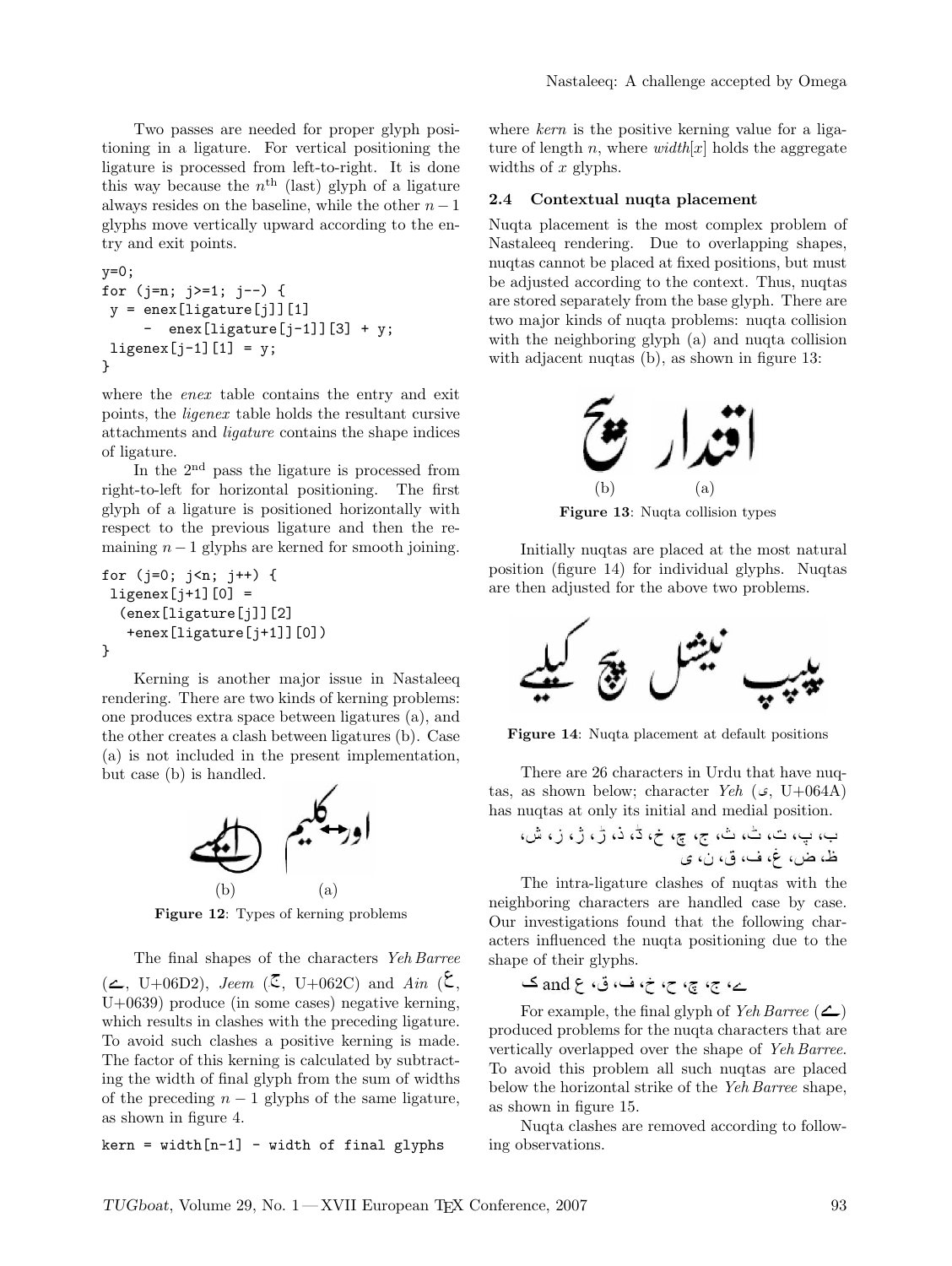Two passes are needed for proper glyph positioning in a ligature. For vertical positioning the ligature is processed from left-to-right. It is done this way because the $n^{\text{th}}$ (last) glyph of a ligature always resides on the baseline, while the other $n-1$ glyphs move vertically upward according to the entry and exit points.

```
y=0;
for (j=n; j>=1; j--) {
 y = enex[ligature[j]][1]
     -  enex[ligature[j-1]][3] + y;
 ligenex[j-1][1] = y;
}
```

where the *enex* table contains the entry and exit points, the *ligenex* table holds the resultant cursive attachments and *ligature* contains the shape indices of ligature.

In the 2[nd] pass the ligature is processed from right-to-left for horizontal positioning. The first glyph of a ligature is positioned horizontally with respect to the previous ligature and then the remaining $n-1$ glyphs are kerned for smooth joining.

```
for (j=0; j<n; j++) {
 ligenex[j+1][0] =
  (enex[ligature[j]][2]
   +enex[ligature[j+1]][0])
}
```

Kerning is another major issue in Nastaleeq rendering. There are two kinds of kerning problems: one produces extra space between ligatures (a), and the other creates a clash between ligatures (b). Case (a) is not included in the present implementation, but case (b) is handled.

(b) (a)

**Figure 12**: Types of kerning problems

The final shapes of the characters *Yeh Barree* (ے, U+06D2), *Jeem* (ج, U+062C) and *Ain* (ع, U+0639) produce (in some cases) negative kerning, which results in clashes with the preceding ligature. To avoid such clashes a positive kerning is made. The factor of this kerning is calculated by subtracting the width of final glyph from the sum of widths of the preceding $n-1$ glyphs of the same ligature, as shown in figure 4.

```
kern = width[n-1] - width of final glyphs
```

where *kern* is the positive kerning value for a ligature of length $n$, where $width[x]$ holds the aggregate widths of $x$ glyphs.

### 2.4 Contextual nuqta placement

Nuqta placement is the most complex problem of Nastaleeq rendering. Due to overlapping shapes, nuqtas cannot be placed at fixed positions, but must be adjusted according to the context. Thus, nuqtas are stored separately from the base glyph. There are two major kinds of nuqta problems: nuqta collision with the neighboring glyph (a) and nuqta collision with adjacent nuqtas (b), as shown in figure 13:

(b) (a)

**Figure 13**: Nuqta collision types

Initially nuqtas are placed at the most natural position (figure 14) for individual glyphs. Nuqtas are then adjusted for the above two problems.

**Figure 14**: Nuqta placement at default positions

There are 26 characters in Urdu that have nuqtas, as shown below; character *Yeh* (ی, U+064A) has nuqtas at only its initial and medial position.

ب، پ، ت، ٹ، ث، ج، چ، خ، ڈ، ذ، ڑ، ژ، ز، ش، ظ، ض، غ، ف، ق، ن، ی

The intra-ligature clashes of nuqtas with the neighboring characters are handled case by case. Our investigations found that the following characters influenced the nuqta positioning due to the shape of their glyphs.

ے، ج، چ، ح، خ، ف، ق، ع and ک

For example, the final glyph of *Yeh Barree* (ے) produced problems for the nuqta characters that are vertically overlapped over the shape of *Yeh Barree*. To avoid this problem all such nuqtas are placed below the horizontal strike of the *Yeh Barree* shape, as shown in figure 15.

Nuqta clashes are removed according to following observations.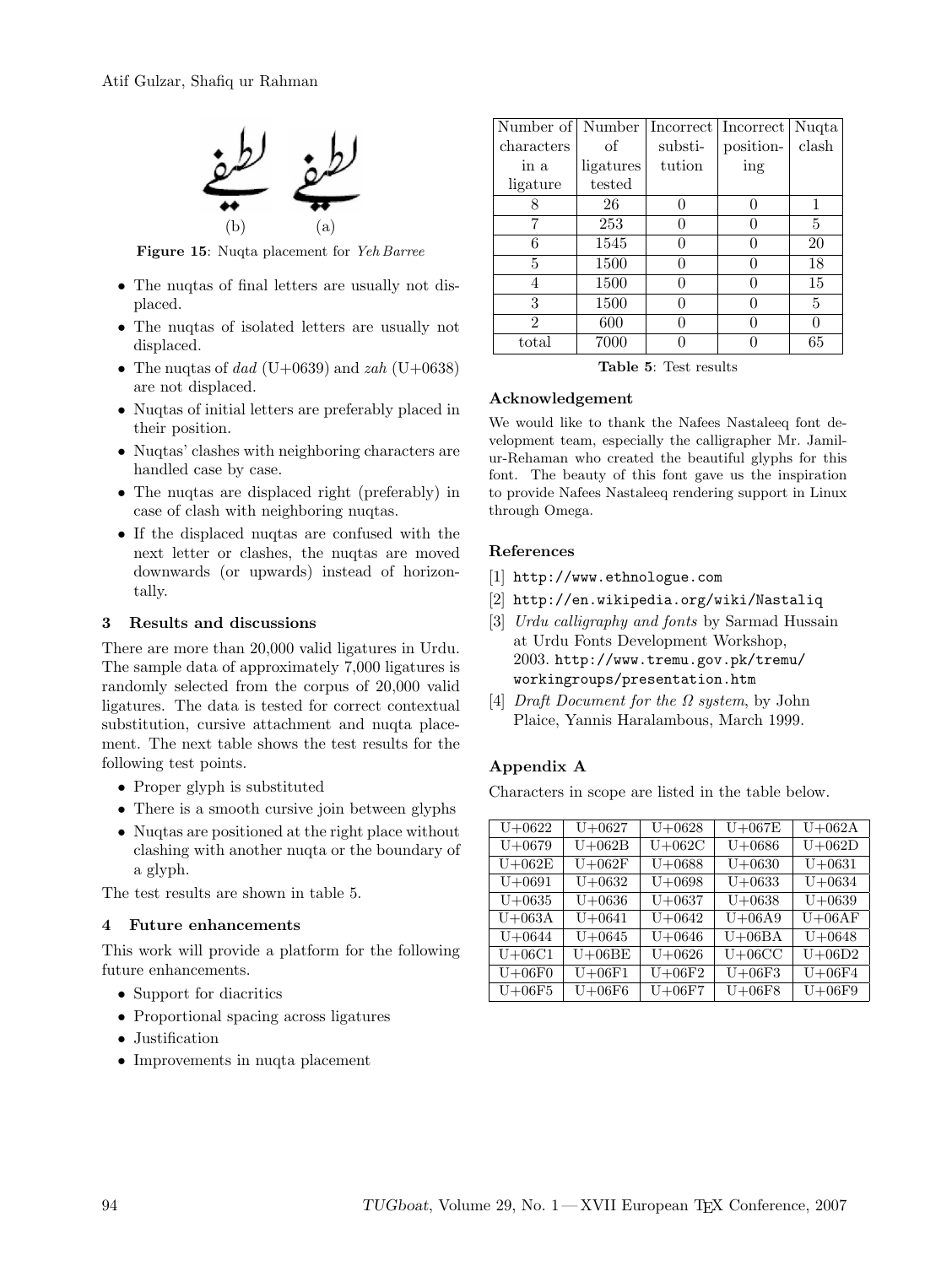Figure 15: Nuqta placement for *Yeh Barree*

- The nuqtas of final letters are usually not displaced.
- The nuqtas of isolated letters are usually not displaced.
- The nuqtas of *dad* (U+0639) and *zah* (U+0638) are not displaced.
- Nuqtas of initial letters are preferably placed in their position.
- Nuqtas' clashes with neighboring characters are handled case by case.
- The nuqtas are displaced right (preferably) in case of clash with neighboring nuqtas.
- If the displaced nuqtas are confused with the next letter or clashes, the nuqtas are moved downwards (or upwards) instead of horizontally.

## 3 Results and discussions

There are more than 20,000 valid ligatures in Urdu. The sample data of approximately 7,000 ligatures is randomly selected from the corpus of 20,000 valid ligatures. The data is tested for correct contextual substitution, cursive attachment and nuqta placement. The next table shows the test results for the following test points.

- Proper glyph is substituted
- There is a smooth cursive join between glyphs
- Nuqtas are positioned at the right place without clashing with another nuqta or the boundary of a glyph.

The test results are shown in table 5.

## 4 Future enhancements

This work will provide a platform for the following future enhancements.

- Support for diacritics
- Proportional spacing across ligatures
- Justification
- Improvements in nuqta placement

| Number of characters in a ligature | Number of ligatures tested | Incorrect substitution | Incorrect positioning | Nuqta clash |
|---|---|---|---|---|
| 8 | 26 | 0 | 0 | 1 |
| 7 | 253 | 0 | 0 | 5 |
| 6 | 1545 | 0 | 0 | 20 |
| 5 | 1500 | 0 | 0 | 18 |
| 4 | 1500 | 0 | 0 | 15 |
| 3 | 1500 | 0 | 0 | 5 |
| 2 | 600 | 0 | 0 | 0 |
| total | 7000 | 0 | 0 | 65 |

**Table 5**: Test results

### Acknowledgement

We would like to thank the Nafees Nastaleeq font development team, especially the calligrapher Mr. Jamil-ur-Rehaman who created the beautiful glyphs for this font. The beauty of this font gave us the inspiration to provide Nafees Nastaleeq rendering support in Linux through Omega.

### References

[1] http://www.ethnologue.com

[2] http://en.wikipedia.org/wiki/Nastaliq

[3] *Urdu calligraphy and fonts* by Sarmad Hussain at Urdu Fonts Development Workshop, 2003. http://www.tremu.gov.pk/tremu/workingroups/presentation.htm

[4] *Draft Document for the Ω system*, by John Plaice, Yannis Haralambous, March 1999.

## Appendix A

Characters in scope are listed in the table below.

| | | | | |
|---|---|---|---|---|
| U+0622 | U+0627 | U+0628 | U+067E | U+062A |
| U+0679 | U+062B | U+062C | U+0686 | U+062D |
| U+062E | U+062F | U+0688 | U+0630 | U+0631 |
| U+0691 | U+0632 | U+0698 | U+0633 | U+0634 |
| U+0635 | U+0636 | U+0637 | U+0638 | U+0639 |
| U+063A | U+0641 | U+0642 | U+06A9 | U+06AF |
| U+0644 | U+0645 | U+0646 | U+06BA | U+0648 |
| U+06C1 | U+06BE | U+0626 | U+06CC | U+06D2 |
| U+06F0 | U+06F1 | U+06F2 | U+06F3 | U+06F4 |
| U+06F5 | U+06F6 | U+06F7 | U+06F8 | U+06F9 |